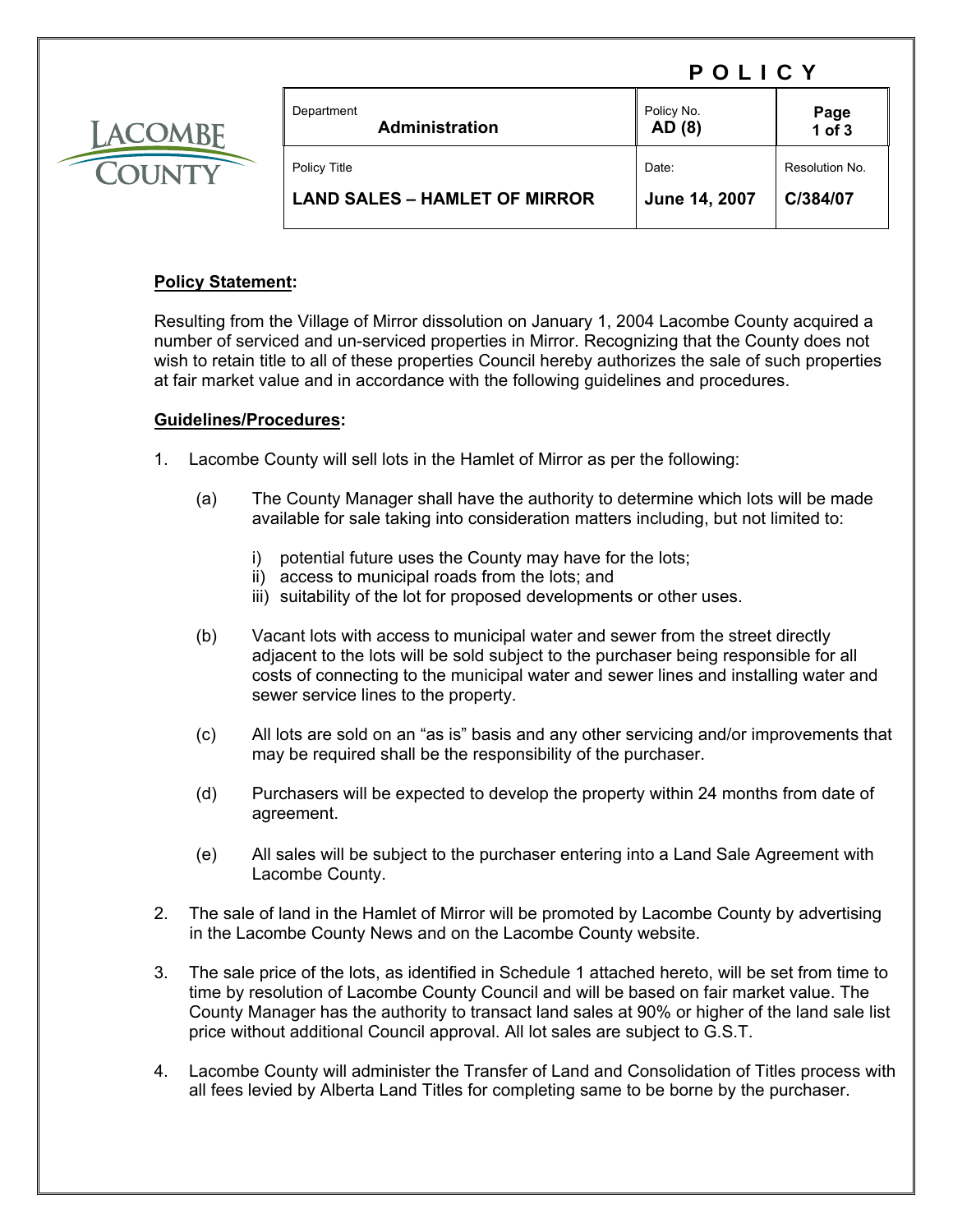# POLICY

| Department<br>**Administration** | Policy No.<br>**AD (8)** | **Page 1 of 3** |
|---|---|---|
| Policy Title<br>**LAND SALES – HAMLET OF MIRROR** | Date:<br>**June 14, 2007** | Resolution No.<br>**C/384/07** |

## Policy Statement:

Resulting from the Village of Mirror dissolution on January 1, 2004 Lacombe County acquired a number of serviced and un-serviced properties in Mirror. Recognizing that the County does not wish to retain title to all of these properties Council hereby authorizes the sale of such properties at fair market value and in accordance with the following guidelines and procedures.

## Guidelines/Procedures:

1. Lacombe County will sell lots in the Hamlet of Mirror as per the following:

   (a) The County Manager shall have the authority to determine which lots will be made available for sale taking into consideration matters including, but not limited to:

   i) potential future uses the County may have for the lots;
   ii) access to municipal roads from the lots; and
   iii) suitability of the lot for proposed developments or other uses.

   (b) Vacant lots with access to municipal water and sewer from the street directly adjacent to the lots will be sold subject to the purchaser being responsible for all costs of connecting to the municipal water and sewer lines and installing water and sewer service lines to the property.

   (c) All lots are sold on an "as is" basis and any other servicing and/or improvements that may be required shall be the responsibility of the purchaser.

   (d) Purchasers will be expected to develop the property within 24 months from date of agreement.

   (e) All sales will be subject to the purchaser entering into a Land Sale Agreement with Lacombe County.

2. The sale of land in the Hamlet of Mirror will be promoted by Lacombe County by advertising in the Lacombe County News and on the Lacombe County website.

3. The sale price of the lots, as identified in Schedule 1 attached hereto, will be set from time to time by resolution of Lacombe County Council and will be based on fair market value. The County Manager has the authority to transact land sales at 90% or higher of the land sale list price without additional Council approval. All lot sales are subject to G.S.T.

4. Lacombe County will administer the Transfer of Land and Consolidation of Titles process with all fees levied by Alberta Land Titles for completing same to be borne by the purchaser.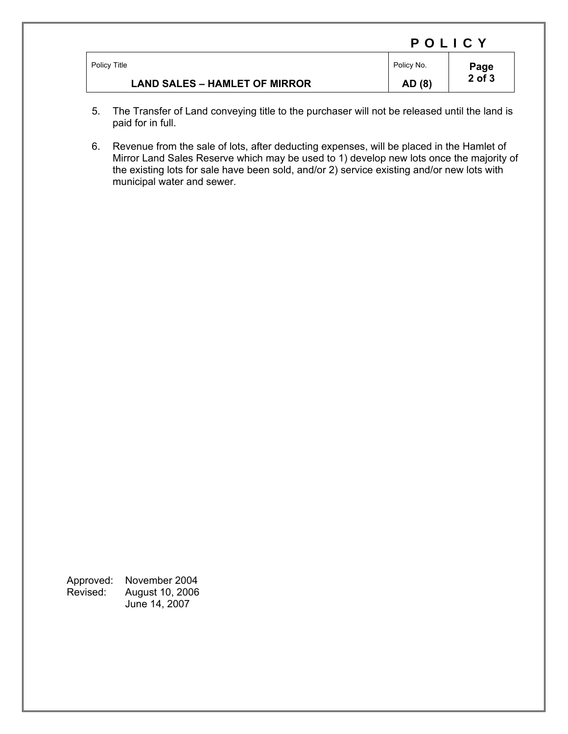5. The Transfer of Land conveying title to the purchaser will not be released until the land is paid for in full.

6. Revenue from the sale of lots, after deducting expenses, will be placed in the Hamlet of Mirror Land Sales Reserve which may be used to 1) develop new lots once the majority of the existing lots for sale have been sold, and/or 2) service existing and/or new lots with municipal water and sewer.

Approved: November 2004
Revised: August 10, 2006
June 14, 2007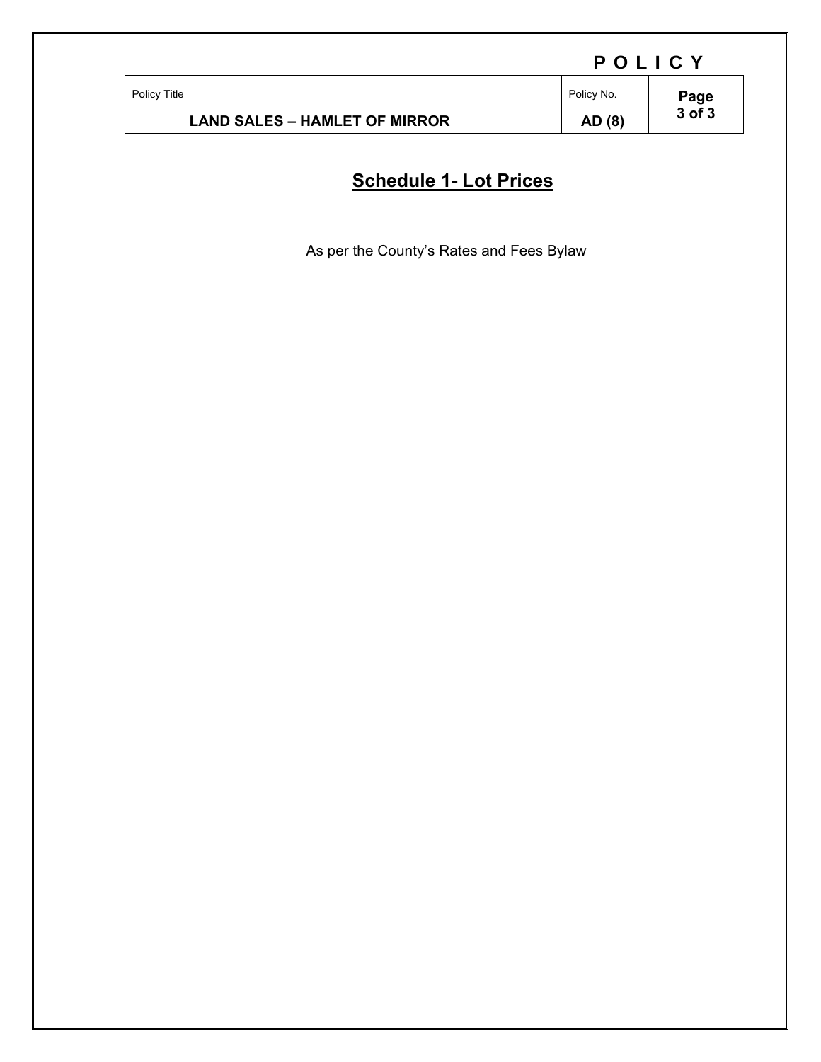## Schedule 1- Lot Prices

As per the County's Rates and Fees Bylaw